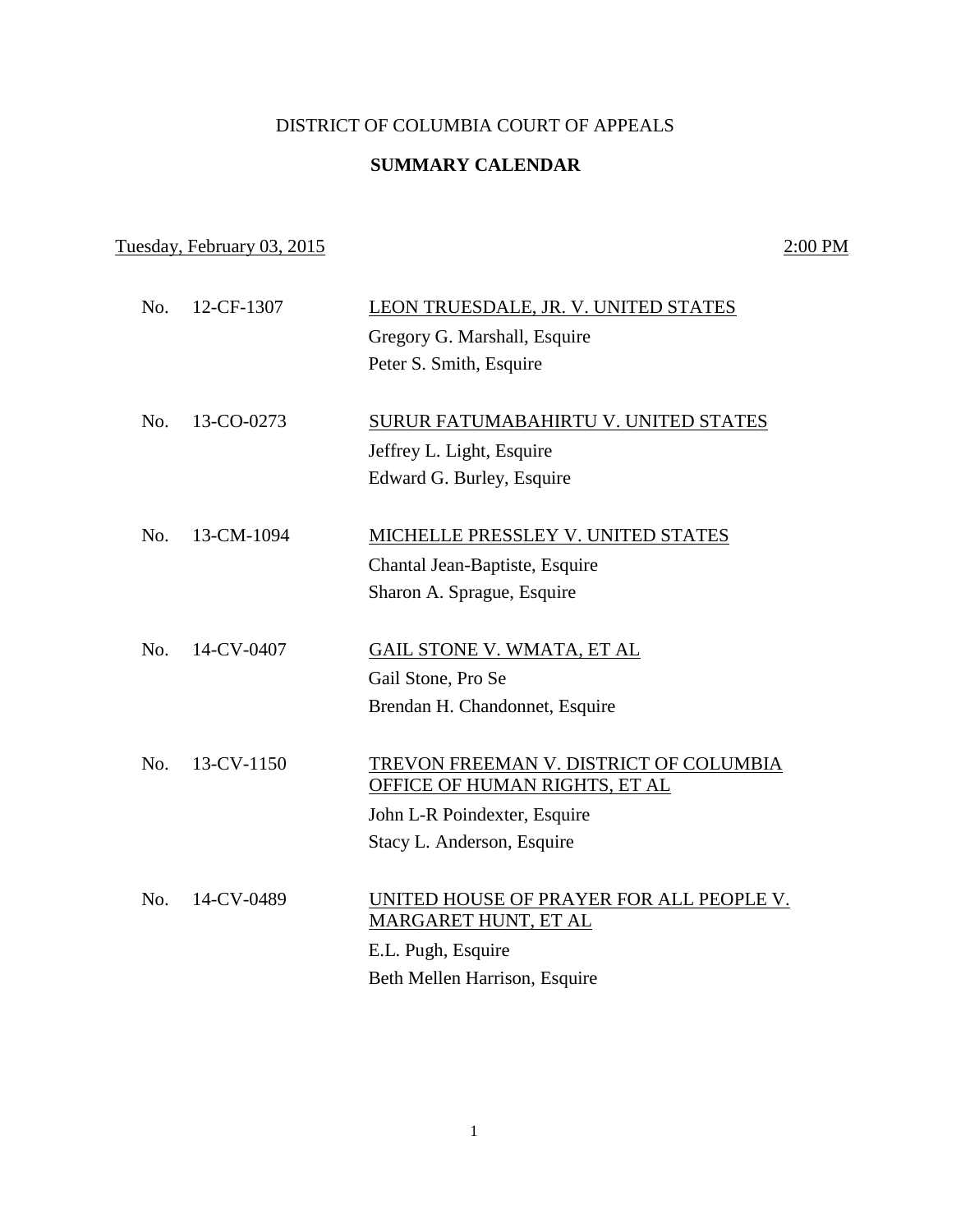# DISTRICT OF COLUMBIA COURT OF APPEALS

## SUMMARY CALENDAR

Tuesday, February 03, 2015 — 2:00 PM

No. 12-CF-1307 — LEON TRUESDALE, JR. V. UNITED STATES
Gregory G. Marshall, Esquire
Peter S. Smith, Esquire

No. 13-CO-0273 — SURUR FATUMABAHIRTU V. UNITED STATES
Jeffrey L. Light, Esquire
Edward G. Burley, Esquire

No. 13-CM-1094 — MICHELLE PRESSLEY V. UNITED STATES
Chantal Jean-Baptiste, Esquire
Sharon A. Sprague, Esquire

No. 14-CV-0407 — GAIL STONE V. WMATA, ET AL
Gail Stone, Pro Se
Brendan H. Chandonnet, Esquire

No. 13-CV-1150 — TREVON FREEMAN V. DISTRICT OF COLUMBIA OFFICE OF HUMAN RIGHTS, ET AL
John L-R Poindexter, Esquire
Stacy L. Anderson, Esquire

No. 14-CV-0489 — UNITED HOUSE OF PRAYER FOR ALL PEOPLE V. MARGARET HUNT, ET AL
E.L. Pugh, Esquire
Beth Mellen Harrison, Esquire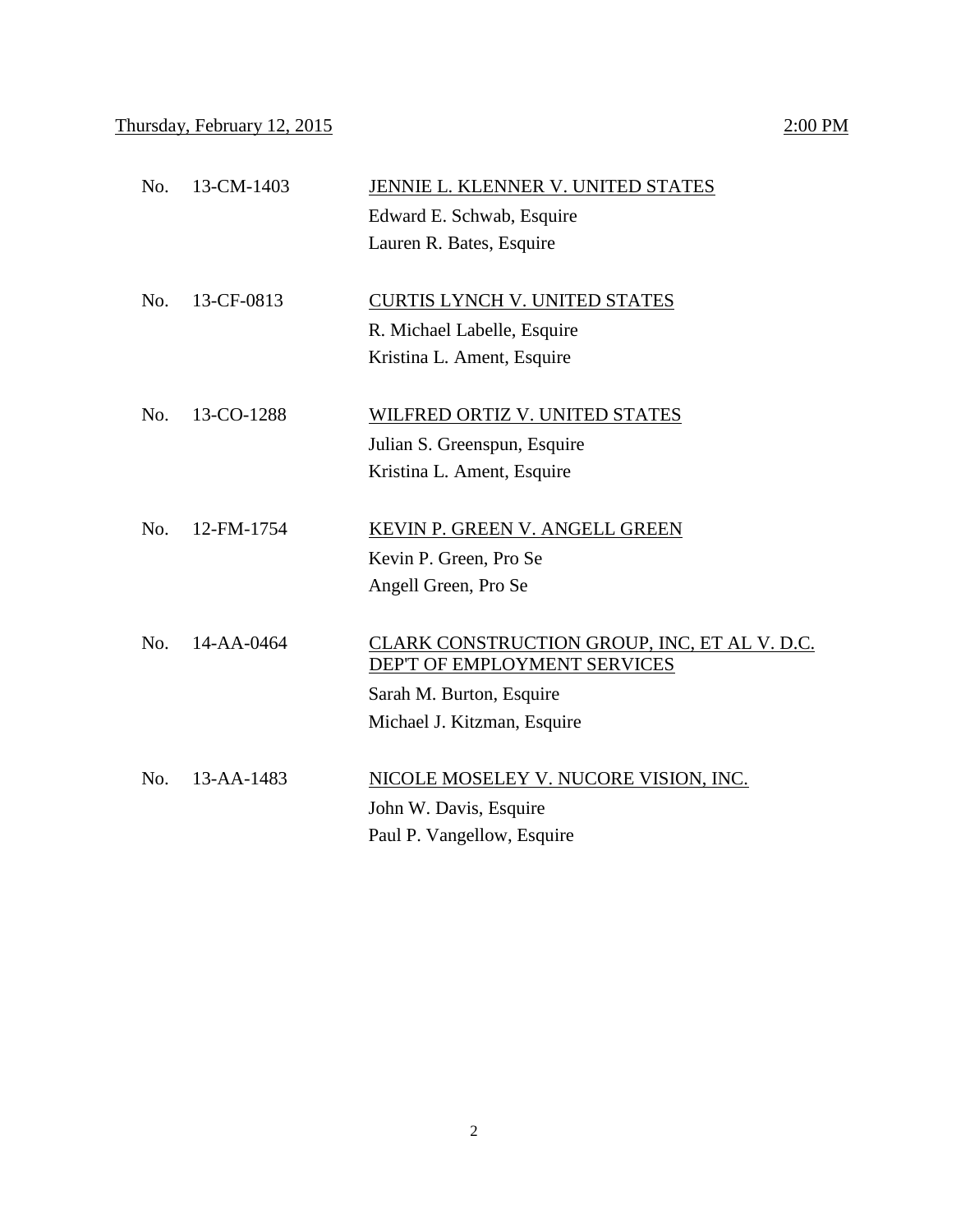Thursday, February 12, 2015 2:00 PM

No. 13-CM-1403 JENNIE L. KLENNER V. UNITED STATES
Edward E. Schwab, Esquire
Lauren R. Bates, Esquire

No. 13-CF-0813 CURTIS LYNCH V. UNITED STATES
R. Michael Labelle, Esquire
Kristina L. Ament, Esquire

No. 13-CO-1288 WILFRED ORTIZ V. UNITED STATES
Julian S. Greenspun, Esquire
Kristina L. Ament, Esquire

No. 12-FM-1754 KEVIN P. GREEN V. ANGELL GREEN
Kevin P. Green, Pro Se
Angell Green, Pro Se

No. 14-AA-0464 CLARK CONSTRUCTION GROUP, INC, ET AL V. D.C. DEP'T OF EMPLOYMENT SERVICES
Sarah M. Burton, Esquire
Michael J. Kitzman, Esquire

No. 13-AA-1483 NICOLE MOSELEY V. NUCORE VISION, INC.
John W. Davis, Esquire
Paul P. Vangellow, Esquire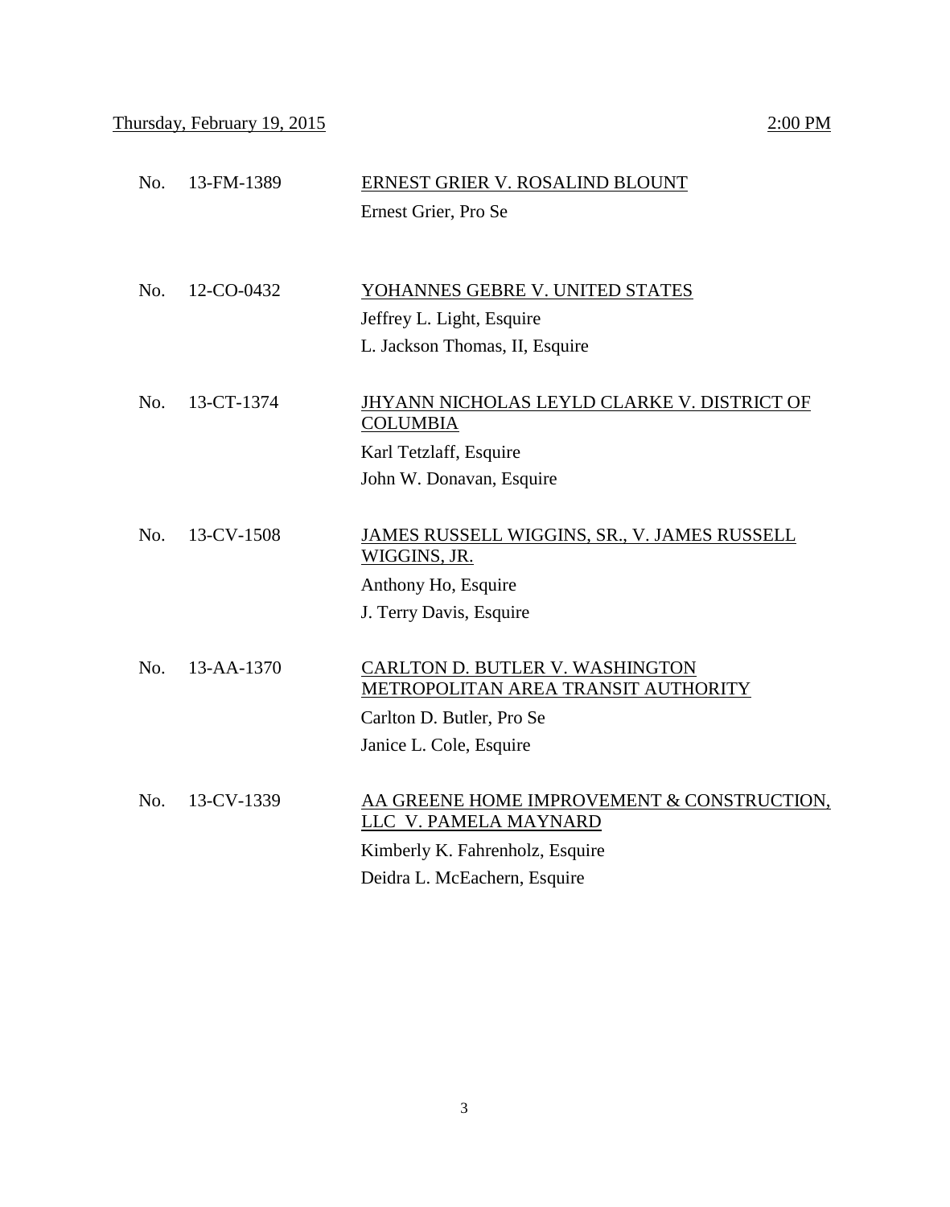Thursday, February 19, 2015 2:00 PM

No. 13-FM-1389 ERNEST GRIER V. ROSALIND BLOUNT

Ernest Grier, Pro Se

No. 12-CO-0432 YOHANNES GEBRE V. UNITED STATES

Jeffrey L. Light, Esquire

L. Jackson Thomas, II, Esquire

No. 13-CT-1374 JHYANN NICHOLAS LEYLD CLARKE V. DISTRICT OF COLUMBIA

Karl Tetzlaff, Esquire

John W. Donavan, Esquire

No. 13-CV-1508 JAMES RUSSELL WIGGINS, SR., V. JAMES RUSSELL WIGGINS, JR.

Anthony Ho, Esquire

J. Terry Davis, Esquire

No. 13-AA-1370 CARLTON D. BUTLER V. WASHINGTON METROPOLITAN AREA TRANSIT AUTHORITY

Carlton D. Butler, Pro Se

Janice L. Cole, Esquire

No. 13-CV-1339 AA GREENE HOME IMPROVEMENT & CONSTRUCTION, LLC V. PAMELA MAYNARD

Kimberly K. Fahrenholz, Esquire

Deidra L. McEachern, Esquire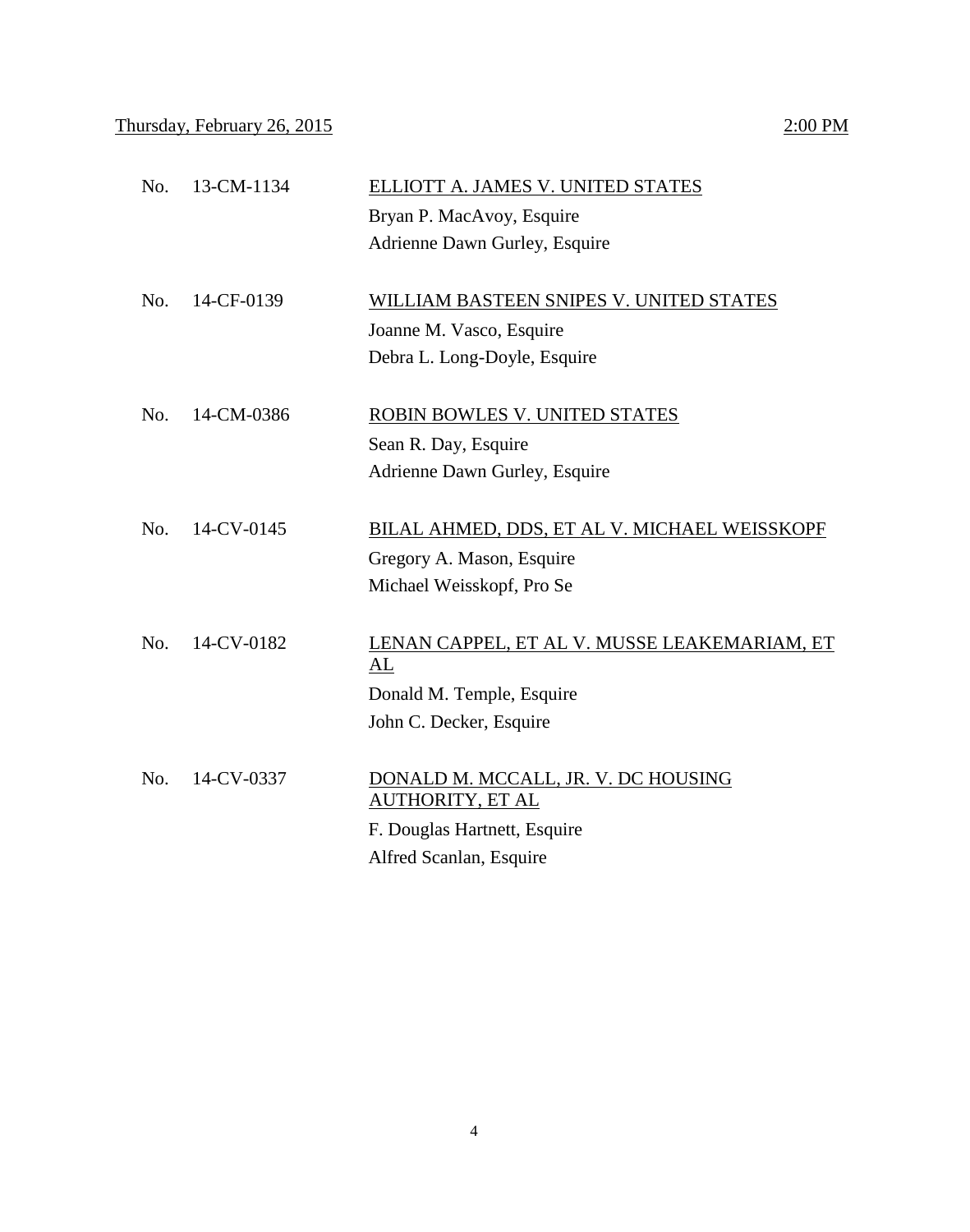Thursday, February 26, 2015 2:00 PM

| | | |
|---|---|---|
| No. | 13-CM-1134 | ELLIOTT A. JAMES V. UNITED STATES<br>Bryan P. MacAvoy, Esquire<br>Adrienne Dawn Gurley, Esquire |
| No. | 14-CF-0139 | WILLIAM BASTEEN SNIPES V. UNITED STATES<br>Joanne M. Vasco, Esquire<br>Debra L. Long-Doyle, Esquire |
| No. | 14-CM-0386 | ROBIN BOWLES V. UNITED STATES<br>Sean R. Day, Esquire<br>Adrienne Dawn Gurley, Esquire |
| No. | 14-CV-0145 | BILAL AHMED, DDS, ET AL V. MICHAEL WEISSKOPF<br>Gregory A. Mason, Esquire<br>Michael Weisskopf, Pro Se |
| No. | 14-CV-0182 | LENAN CAPPEL, ET AL V. MUSSE LEAKEMARIAM, ET AL<br>Donald M. Temple, Esquire<br>John C. Decker, Esquire |
| No. | 14-CV-0337 | DONALD M. MCCALL, JR. V. DC HOUSING AUTHORITY, ET AL<br>F. Douglas Hartnett, Esquire<br>Alfred Scanlan, Esquire |